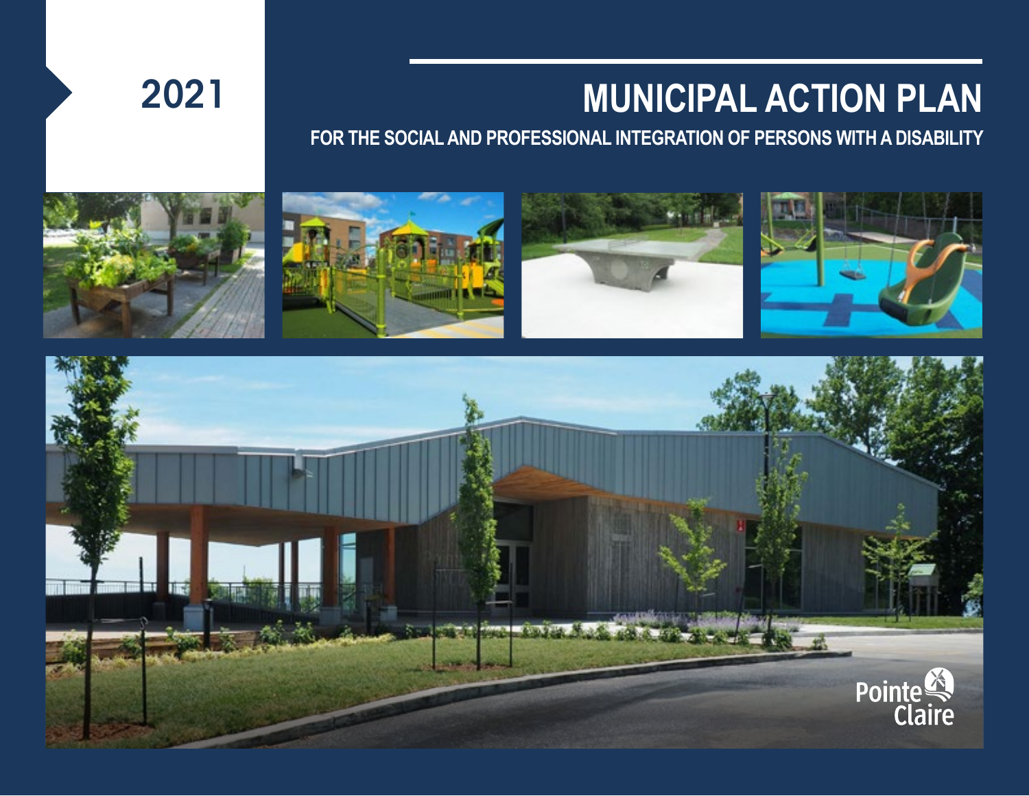2021

# MUNICIPAL ACTION PLAN

## FOR THE SOCIAL AND PROFESSIONAL INTEGRATION OF PERSONS WITH A DISABILITY

Pointe Claire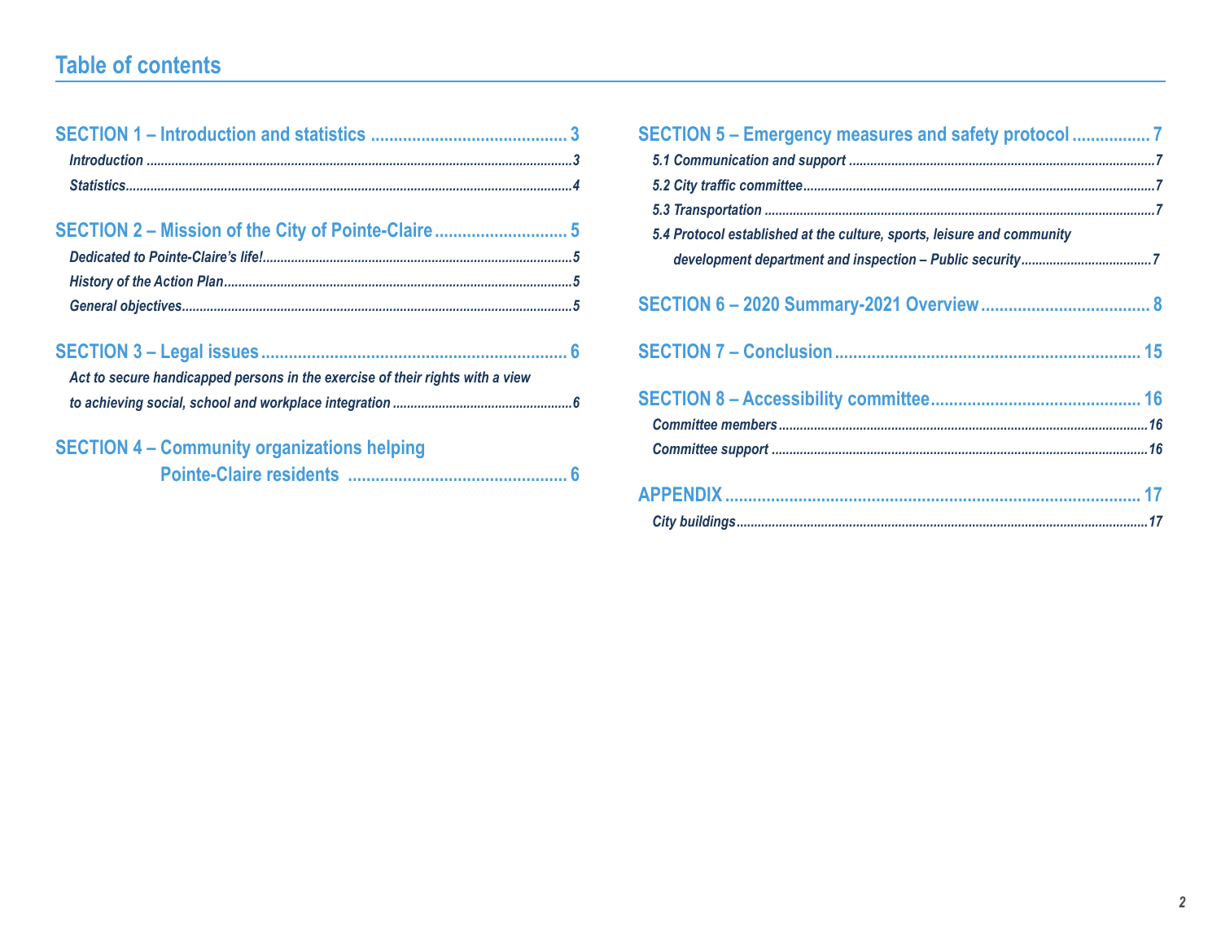# Table of contents

**SECTION 1 – Introduction and statistics** .......... 3

*Introduction* .......... 3

*Statistics* .......... 4

**SECTION 2 – Mission of the City of Pointe-Claire** .......... 5

*Dedicated to Pointe-Claire's life!* .......... 5

*History of the Action Plan* .......... 5

*General objectives* .......... 5

**SECTION 3 – Legal issues** .......... 6

*Act to secure handicapped persons in the exercise of their rights with a view to achieving social, school and workplace integration* .......... 6

**SECTION 4 – Community organizations helping Pointe-Claire residents** .......... 6

**SECTION 5 – Emergency measures and safety protocol** .......... 7

*5.1 Communication and support* .......... 7

*5.2 City traffic committee* .......... 7

*5.3 Transportation* .......... 7

*5.4 Protocol established at the culture, sports, leisure and community development department and inspection – Public security* .......... 7

**SECTION 6 – 2020 Summary-2021 Overview** .......... 8

**SECTION 7 – Conclusion** .......... 15

**SECTION 8 – Accessibility committee** .......... 16

*Committee members* .......... 16

*Committee support* .......... 16

**APPENDIX** .......... 17

*City buildings* .......... 17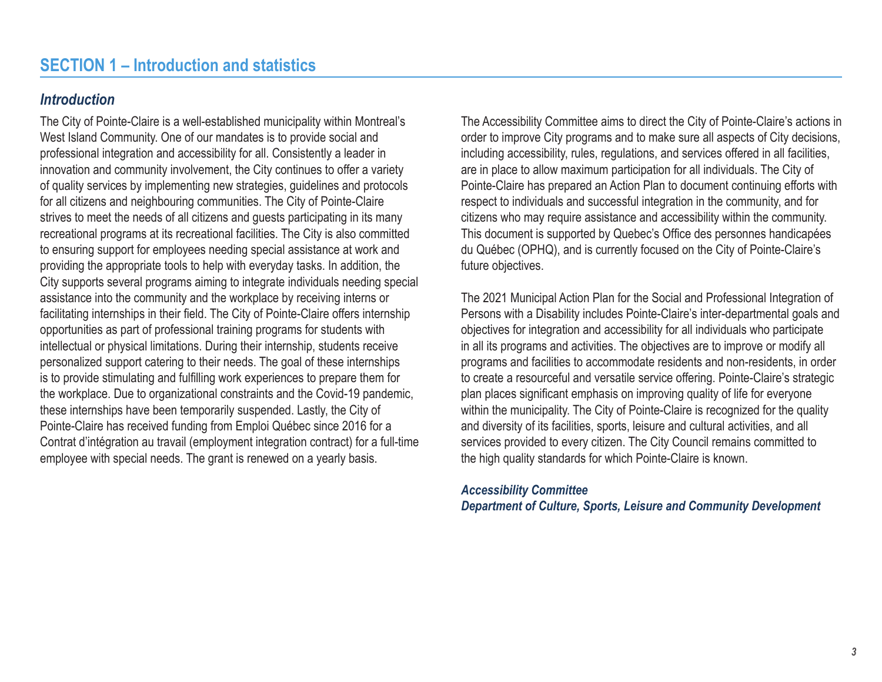## SECTION 1 – Introduction and statistics

### *Introduction*

The City of Pointe-Claire is a well-established municipality within Montreal's West Island Community. One of our mandates is to provide social and professional integration and accessibility for all. Consistently a leader in innovation and community involvement, the City continues to offer a variety of quality services by implementing new strategies, guidelines and protocols for all citizens and neighbouring communities. The City of Pointe-Claire strives to meet the needs of all citizens and guests participating in its many recreational programs at its recreational facilities. The City is also committed to ensuring support for employees needing special assistance at work and providing the appropriate tools to help with everyday tasks. In addition, the City supports several programs aiming to integrate individuals needing special assistance into the community and the workplace by receiving interns or facilitating internships in their field. The City of Pointe-Claire offers internship opportunities as part of professional training programs for students with intellectual or physical limitations. During their internship, students receive personalized support catering to their needs. The goal of these internships is to provide stimulating and fulfilling work experiences to prepare them for the workplace. Due to organizational constraints and the Covid-19 pandemic, these internships have been temporarily suspended. Lastly, the City of Pointe-Claire has received funding from Emploi Québec since 2016 for a Contrat d'intégration au travail (employment integration contract) for a full-time employee with special needs. The grant is renewed on a yearly basis.

The Accessibility Committee aims to direct the City of Pointe-Claire's actions in order to improve City programs and to make sure all aspects of City decisions, including accessibility, rules, regulations, and services offered in all facilities, are in place to allow maximum participation for all individuals. The City of Pointe-Claire has prepared an Action Plan to document continuing efforts with respect to individuals and successful integration in the community, and for citizens who may require assistance and accessibility within the community. This document is supported by Quebec's Office des personnes handicapées du Québec (OPHQ), and is currently focused on the City of Pointe-Claire's future objectives.

The 2021 Municipal Action Plan for the Social and Professional Integration of Persons with a Disability includes Pointe-Claire's inter-departmental goals and objectives for integration and accessibility for all individuals who participate in all its programs and activities. The objectives are to improve or modify all programs and facilities to accommodate residents and non-residents, in order to create a resourceful and versatile service offering. Pointe-Claire's strategic plan places significant emphasis on improving quality of life for everyone within the municipality. The City of Pointe-Claire is recognized for the quality and diversity of its facilities, sports, leisure and cultural activities, and all services provided to every citizen. The City Council remains committed to the high quality standards for which Pointe-Claire is known.

***Accessibility Committee***
***Department of Culture, Sports, Leisure and Community Development***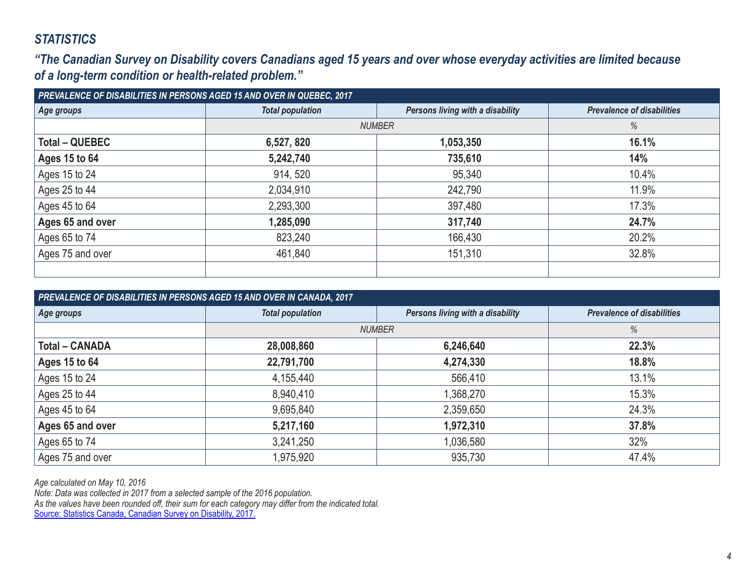## *STATISTICS*

### *"The Canadian Survey on Disability covers Canadians aged 15 years and over whose everyday activities are limited because of a long-term condition or health-related problem."*

| *PREVALENCE OF DISABILITIES IN PERSONS AGED 15 AND OVER IN QUEBEC, 2017* | | | |
|---|---|---|---|
| *Age groups* | *Total population* | *Persons living with a disability* | *Prevalence of disabilities* |
| | *NUMBER* | | *%* |
| **Total – QUEBEC** | **6,527, 820** | **1,053,350** | **16.1%** |
| **Ages 15 to 64** | **5,242,740** | **735,610** | **14%** |
| Ages 15 to 24 | 914, 520 | 95,340 | 10.4% |
| Ages 25 to 44 | 2,034,910 | 242,790 | 11.9% |
| Ages 45 to 64 | 2,293,300 | 397,480 | 17.3% |
| **Ages 65 and over** | **1,285,090** | **317,740** | **24.7%** |
| Ages 65 to 74 | 823,240 | 166,430 | 20.2% |
| Ages 75 and over | 461,840 | 151,310 | 32.8% |
| | | | |

| *PREVALENCE OF DISABILITIES IN PERSONS AGED 15 AND OVER IN CANADA, 2017* | | | |
|---|---|---|---|
| *Age groups* | *Total population* | *Persons living with a disability* | *Prevalence of disabilities* |
| | *NUMBER* | | *%* |
| **Total – CANADA** | **28,008,860** | **6,246,640** | **22.3%** |
| **Ages 15 to 64** | **22,791,700** | **4,274,330** | **18.8%** |
| Ages 15 to 24 | 4,155,440 | 566,410 | 13.1% |
| Ages 25 to 44 | 8,940,410 | 1,368,270 | 15.3% |
| Ages 45 to 64 | 9,695,840 | 2,359,650 | 24.3% |
| **Ages 65 and over** | **5,217,160** | **1,972,310** | **37.8%** |
| Ages 65 to 74 | 3,241,250 | 1,036,580 | 32% |
| Ages 75 and over | 1,975,920 | 935,730 | 47.4% |

*Age calculated on May 10, 2016*
*Note: Data was collected in 2017 from a selected sample of the 2016 population.*
*As the values have been rounded off, their sum for each category may differ from the indicated total.*
Source: Statistics Canada, Canadian Survey on Disability, 2017.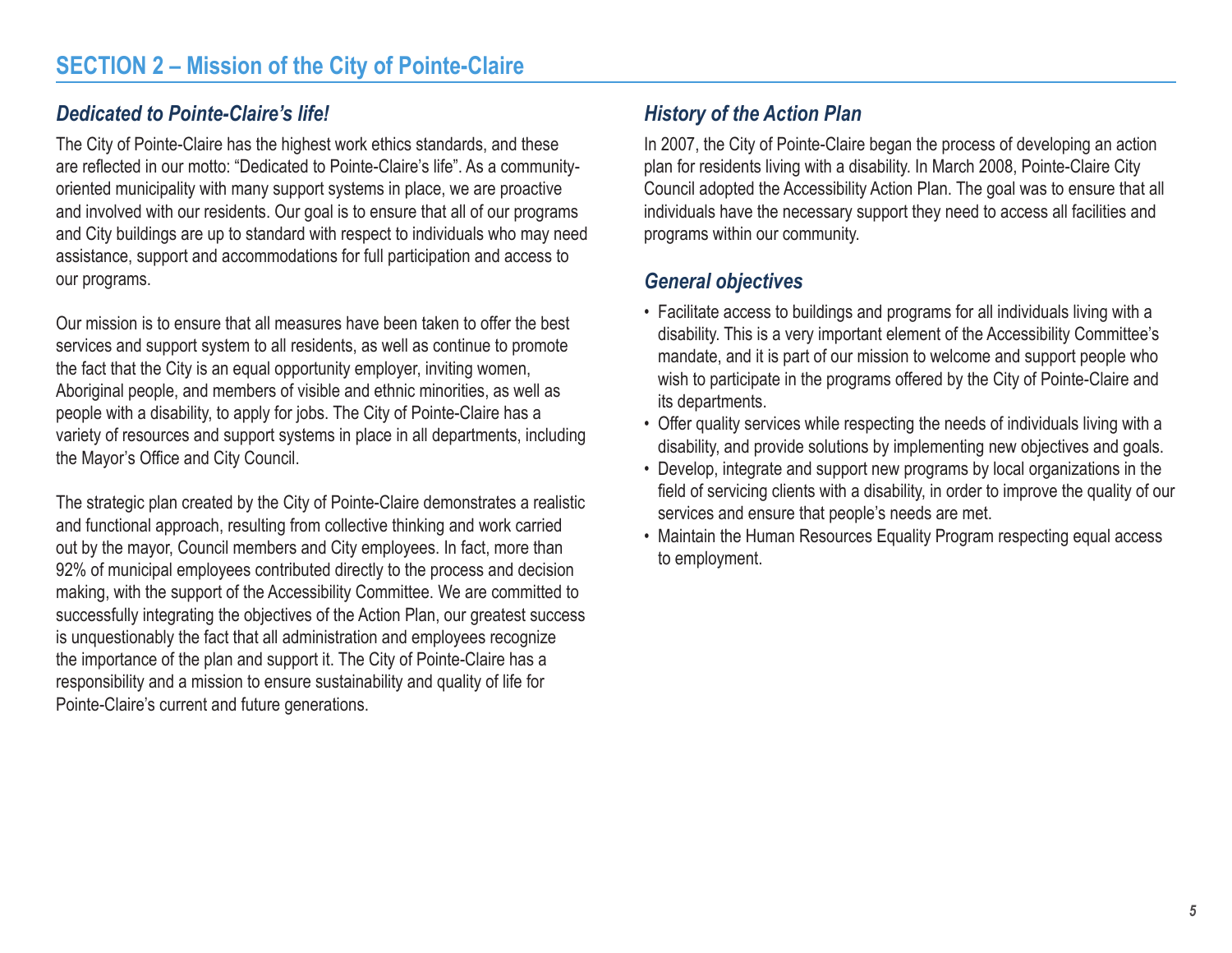## SECTION 2 – Mission of the City of Pointe-Claire

### *Dedicated to Pointe-Claire's life!*

The City of Pointe-Claire has the highest work ethics standards, and these are reflected in our motto: "Dedicated to Pointe-Claire's life". As a community-oriented municipality with many support systems in place, we are proactive and involved with our residents. Our goal is to ensure that all of our programs and City buildings are up to standard with respect to individuals who may need assistance, support and accommodations for full participation and access to our programs.

Our mission is to ensure that all measures have been taken to offer the best services and support system to all residents, as well as continue to promote the fact that the City is an equal opportunity employer, inviting women, Aboriginal people, and members of visible and ethnic minorities, as well as people with a disability, to apply for jobs. The City of Pointe-Claire has a variety of resources and support systems in place in all departments, including the Mayor's Office and City Council.

The strategic plan created by the City of Pointe-Claire demonstrates a realistic and functional approach, resulting from collective thinking and work carried out by the mayor, Council members and City employees. In fact, more than 92% of municipal employees contributed directly to the process and decision making, with the support of the Accessibility Committee. We are committed to successfully integrating the objectives of the Action Plan, our greatest success is unquestionably the fact that all administration and employees recognize the importance of the plan and support it. The City of Pointe-Claire has a responsibility and a mission to ensure sustainability and quality of life for Pointe-Claire's current and future generations.

### *History of the Action Plan*

In 2007, the City of Pointe-Claire began the process of developing an action plan for residents living with a disability. In March 2008, Pointe-Claire City Council adopted the Accessibility Action Plan. The goal was to ensure that all individuals have the necessary support they need to access all facilities and programs within our community.

### *General objectives*

- Facilitate access to buildings and programs for all individuals living with a disability. This is a very important element of the Accessibility Committee's mandate, and it is part of our mission to welcome and support people who wish to participate in the programs offered by the City of Pointe-Claire and its departments.
- Offer quality services while respecting the needs of individuals living with a disability, and provide solutions by implementing new objectives and goals.
- Develop, integrate and support new programs by local organizations in the field of servicing clients with a disability, in order to improve the quality of our services and ensure that people's needs are met.
- Maintain the Human Resources Equality Program respecting equal access to employment.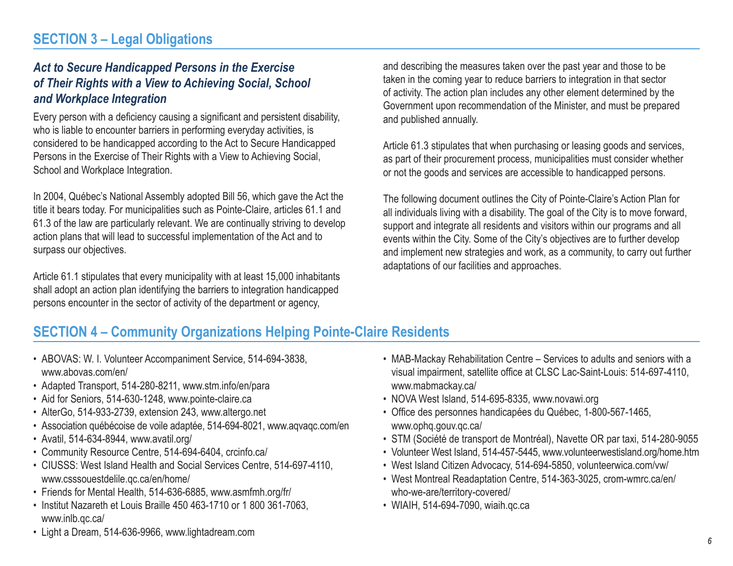## SECTION 3 – Legal Obligations

### *Act to Secure Handicapped Persons in the Exercise of Their Rights with a View to Achieving Social, School and Workplace Integration*

Every person with a deficiency causing a significant and persistent disability, who is liable to encounter barriers in performing everyday activities, is considered to be handicapped according to the Act to Secure Handicapped Persons in the Exercise of Their Rights with a View to Achieving Social, School and Workplace Integration.

In 2004, Québec's National Assembly adopted Bill 56, which gave the Act the title it bears today. For municipalities such as Pointe-Claire, articles 61.1 and 61.3 of the law are particularly relevant. We are continually striving to develop action plans that will lead to successful implementation of the Act and to surpass our objectives.

Article 61.1 stipulates that every municipality with at least 15,000 inhabitants shall adopt an action plan identifying the barriers to integration handicapped persons encounter in the sector of activity of the department or agency, and describing the measures taken over the past year and those to be taken in the coming year to reduce barriers to integration in that sector of activity. The action plan includes any other element determined by the Government upon recommendation of the Minister, and must be prepared and published annually.

Article 61.3 stipulates that when purchasing or leasing goods and services, as part of their procurement process, municipalities must consider whether or not the goods and services are accessible to handicapped persons.

The following document outlines the City of Pointe-Claire's Action Plan for all individuals living with a disability. The goal of the City is to move forward, support and integrate all residents and visitors within our programs and all events within the City. Some of the City's objectives are to further develop and implement new strategies and work, as a community, to carry out further adaptations of our facilities and approaches.

## SECTION 4 – Community Organizations Helping Pointe-Claire Residents

- ABOVAS: W. I. Volunteer Accompaniment Service, 514-694-3838, www.abovas.com/en/
- Adapted Transport, 514-280-8211, www.stm.info/en/para
- Aid for Seniors, 514-630-1248, www.pointe-claire.ca
- AlterGo, 514-933-2739, extension 243, www.altergo.net
- Association québécoise de voile adaptée, 514-694-8021, www.aqvaqc.com/en
- Avatil, 514-634-8944, www.avatil.org/
- Community Resource Centre, 514-694-6404, crcinfo.ca/
- CIUSSS: West Island Health and Social Services Centre, 514-697-4110, www.csssouestdelile.qc.ca/en/home/
- Friends for Mental Health, 514-636-6885, www.asmfmh.org/fr/
- Institut Nazareth et Louis Braille 450 463-1710 or 1 800 361-7063, www.inlb.qc.ca/
- Light a Dream, 514-636-9966, www.lightadream.com
- MAB-Mackay Rehabilitation Centre – Services to adults and seniors with a visual impairment, satellite office at CLSC Lac-Saint-Louis: 514-697-4110, www.mabmackay.ca/
- NOVA West Island, 514-695-8335, www.novawi.org
- Office des personnes handicapées du Québec, 1-800-567-1465, www.ophq.gouv.qc.ca/
- STM (Société de transport de Montréal), Navette OR par taxi, 514-280-9055
- Volunteer West Island, 514-457-5445, www.volunteerwestisland.org/home.htm
- West Island Citizen Advocacy, 514-694-5850, volunteerwica.com/vw/
- West Montreal Readaptation Centre, 514-363-3025, crom-wmrc.ca/en/who-we-are/territory-covered/
- WIAIH, 514-694-7090, wiaih.qc.ca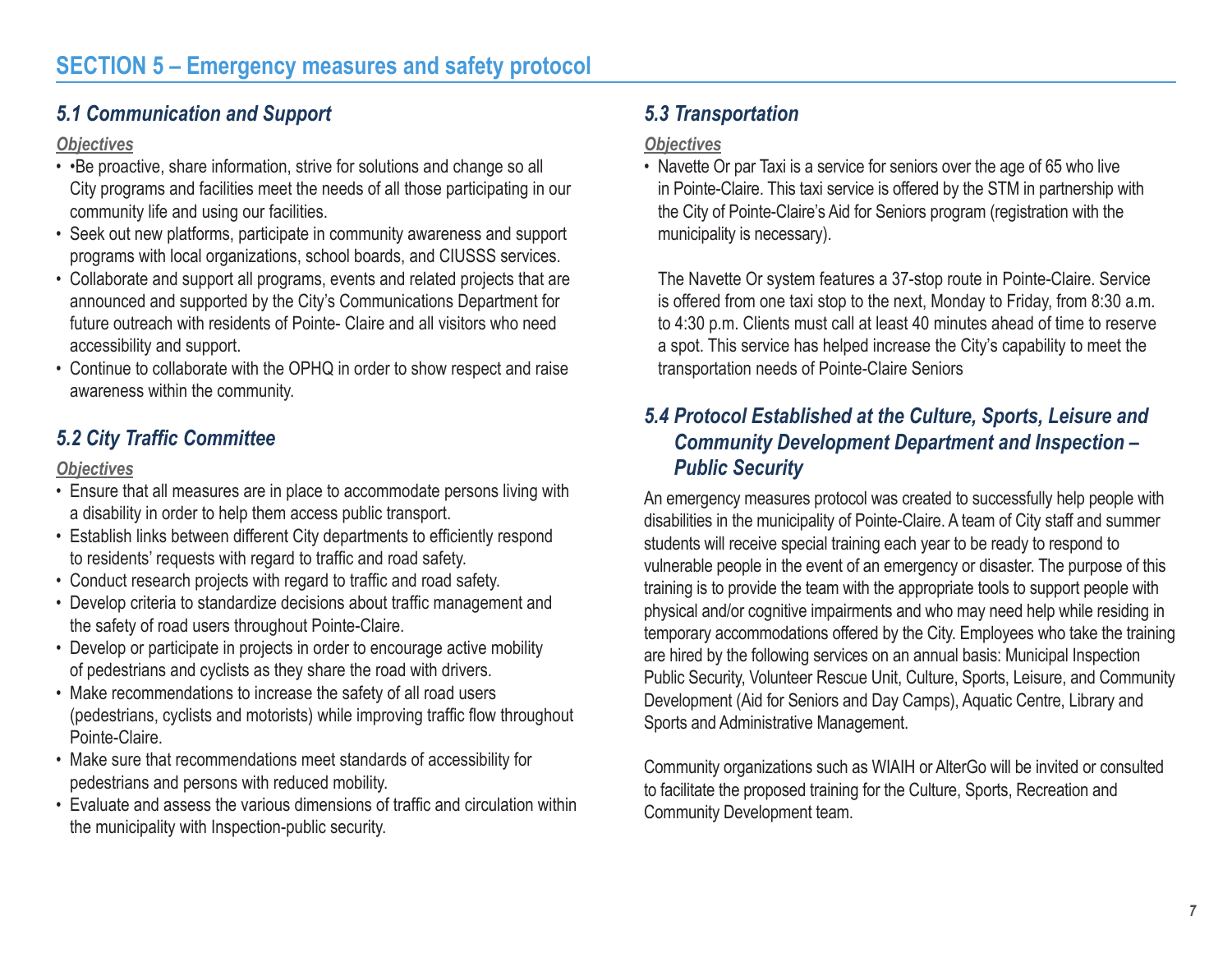## SECTION 5 – Emergency measures and safety protocol

### *5.1 Communication and Support*

*Objectives*

- •Be proactive, share information, strive for solutions and change so all City programs and facilities meet the needs of all those participating in our community life and using our facilities.
- Seek out new platforms, participate in community awareness and support programs with local organizations, school boards, and CIUSSS services.
- Collaborate and support all programs, events and related projects that are announced and supported by the City's Communications Department for future outreach with residents of Pointe- Claire and all visitors who need accessibility and support.
- Continue to collaborate with the OPHQ in order to show respect and raise awareness within the community.

### *5.2 City Traffic Committee*

*Objectives*

- Ensure that all measures are in place to accommodate persons living with a disability in order to help them access public transport.
- Establish links between different City departments to efficiently respond to residents' requests with regard to traffic and road safety.
- Conduct research projects with regard to traffic and road safety.
- Develop criteria to standardize decisions about traffic management and the safety of road users throughout Pointe-Claire.
- Develop or participate in projects in order to encourage active mobility of pedestrians and cyclists as they share the road with drivers.
- Make recommendations to increase the safety of all road users (pedestrians, cyclists and motorists) while improving traffic flow throughout Pointe-Claire.
- Make sure that recommendations meet standards of accessibility for pedestrians and persons with reduced mobility.
- Evaluate and assess the various dimensions of traffic and circulation within the municipality with Inspection-public security.

### *5.3 Transportation*

*Objectives*

- Navette Or par Taxi is a service for seniors over the age of 65 who live in Pointe-Claire. This taxi service is offered by the STM in partnership with the City of Pointe-Claire's Aid for Seniors program (registration with the municipality is necessary).

  The Navette Or system features a 37-stop route in Pointe-Claire. Service is offered from one taxi stop to the next, Monday to Friday, from 8:30 a.m. to 4:30 p.m. Clients must call at least 40 minutes ahead of time to reserve a spot. This service has helped increase the City's capability to meet the transportation needs of Pointe-Claire Seniors

### *5.4 Protocol Established at the Culture, Sports, Leisure and Community Development Department and Inspection – Public Security*

An emergency measures protocol was created to successfully help people with disabilities in the municipality of Pointe-Claire. A team of City staff and summer students will receive special training each year to be ready to respond to vulnerable people in the event of an emergency or disaster. The purpose of this training is to provide the team with the appropriate tools to support people with physical and/or cognitive impairments and who may need help while residing in temporary accommodations offered by the City. Employees who take the training are hired by the following services on an annual basis: Municipal Inspection Public Security, Volunteer Rescue Unit, Culture, Sports, Leisure, and Community Development (Aid for Seniors and Day Camps), Aquatic Centre, Library and Sports and Administrative Management.

Community organizations such as WIAIH or AlterGo will be invited or consulted to facilitate the proposed training for the Culture, Sports, Recreation and Community Development team.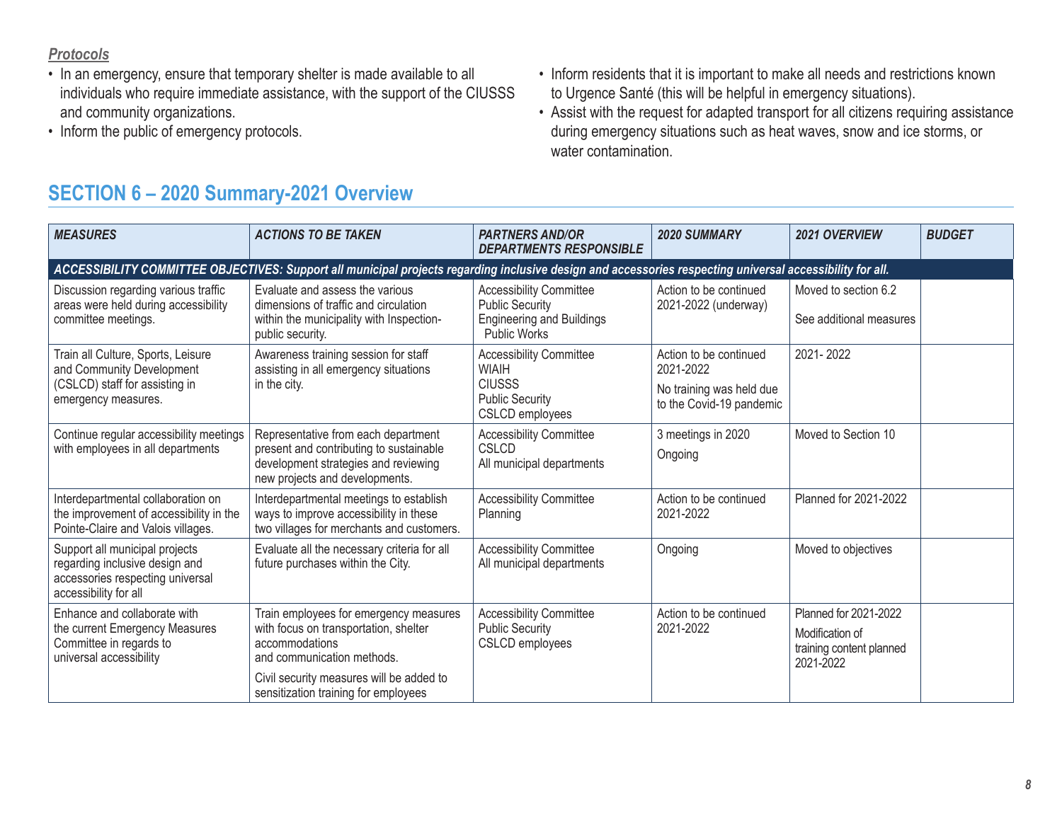***Protocols***

- In an emergency, ensure that temporary shelter is made available to all individuals who require immediate assistance, with the support of the CIUSSS and community organizations.
- Inform the public of emergency protocols.
- Inform residents that it is important to make all needs and restrictions known to Urgence Santé (this will be helpful in emergency situations).
- Assist with the request for adapted transport for all citizens requiring assistance during emergency situations such as heat waves, snow and ice storms, or water contamination.

## SECTION 6 – 2020 Summary-2021 Overview

| *MEASURES* | *ACTIONS TO BE TAKEN* | *PARTNERS AND/OR DEPARTMENTS RESPONSIBLE* | *2020 SUMMARY* | *2021 OVERVIEW* | *BUDGET* |
|---|---|---|---|---|---|
| ***ACCESSIBILITY COMMITTEE OBJECTIVES: Support all municipal projects regarding inclusive design and accessories respecting universal accessibility for all.*** | | | | | |
| Discussion regarding various traffic areas were held during accessibility committee meetings. | Evaluate and assess the various dimensions of traffic and circulation within the municipality with Inspection-public security. | Accessibility Committee<br>Public Security<br>Engineering and Buildings<br>Public Works | Action to be continued 2021-2022 (underway) | Moved to section 6.2<br><br>See additional measures | |
| Train all Culture, Sports, Leisure and Community Development (CSLCD) staff for assisting in emergency measures. | Awareness training session for staff assisting in all emergency situations in the city. | Accessibility Committee<br>WIAIH<br>CIUSSS<br>Public Security<br>CSLCD employees | Action to be continued 2021-2022<br><br>No training was held due to the Covid-19 pandemic | 2021- 2022 | |
| Continue regular accessibility meetings with employees in all departments | Representative from each department present and contributing to sustainable development strategies and reviewing new projects and developments. | Accessibility Committee<br>CSLCD<br>All municipal departments | 3 meetings in 2020<br><br>Ongoing | Moved to Section 10 | |
| Interdepartmental collaboration on the improvement of accessibility in the Pointe-Claire and Valois villages. | Interdepartmental meetings to establish ways to improve accessibility in these two villages for merchants and customers. | Accessibility Committee<br>Planning | Action to be continued 2021-2022 | Planned for 2021-2022 | |
| Support all municipal projects regarding inclusive design and accessories respecting universal accessibility for all | Evaluate all the necessary criteria for all future purchases within the City. | Accessibility Committee<br>All municipal departments | Ongoing | Moved to objectives | |
| Enhance and collaborate with the current Emergency Measures Committee in regards to universal accessibility | Train employees for emergency measures with focus on transportation, shelter accommodations and communication methods.<br><br>Civil security measures will be added to sensitization training for employees | Accessibility Committee<br>Public Security<br>CSLCD employees | Action to be continued 2021-2022 | Planned for 2021-2022<br><br>Modification of training content planned 2021-2022 | |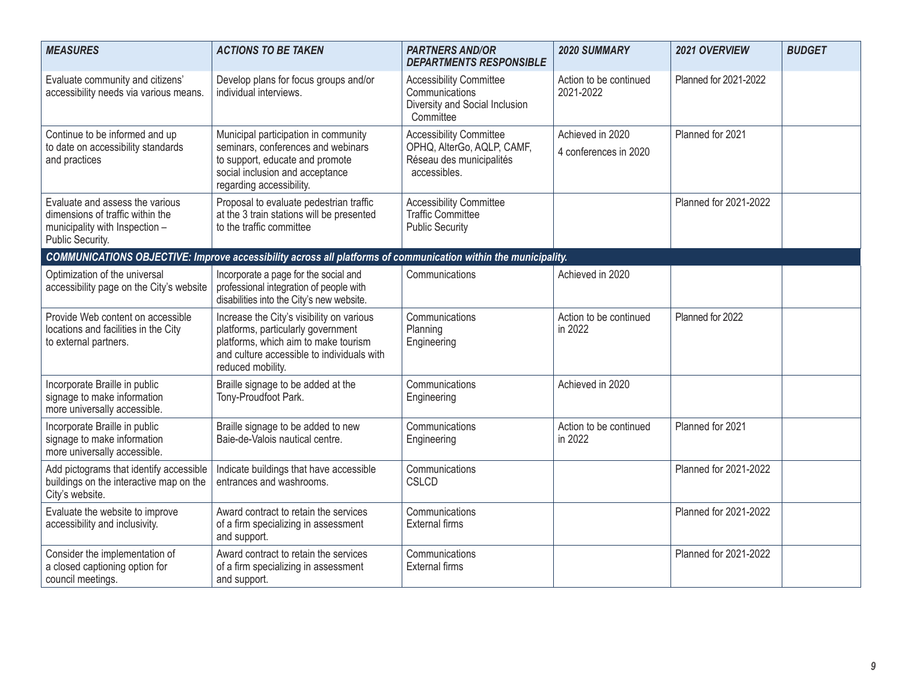| *MEASURES* | *ACTIONS TO BE TAKEN* | *PARTNERS AND/OR DEPARTMENTS RESPONSIBLE* | *2020 SUMMARY* | *2021 OVERVIEW* | *BUDGET* |
|---|---|---|---|---|---|
| Evaluate community and citizens' accessibility needs via various means. | Develop plans for focus groups and/or individual interviews. | Accessibility Committee<br>Communications<br>Diversity and Social Inclusion Committee | Action to be continued 2021-2022 | Planned for 2021-2022 | |
| Continue to be informed and up to date on accessibility standards and practices | Municipal participation in community seminars, conferences and webinars to support, educate and promote social inclusion and acceptance regarding accessibility. | Accessibility Committee<br>OPHQ, AlterGo, AQLP, CAMF, Réseau des municipalités accessibles. | Achieved in 2020<br>4 conferences in 2020 | Planned for 2021 | |
| Evaluate and assess the various dimensions of traffic within the municipality with Inspection – Public Security. | Proposal to evaluate pedestrian traffic at the 3 train stations will be presented to the traffic committee | Accessibility Committee<br>Traffic Committee<br>Public Security | | Planned for 2021-2022 | |
| ***COMMUNICATIONS OBJECTIVE: Improve accessibility across all platforms of communication within the municipality.*** | | | | | |
| Optimization of the universal accessibility page on the City's website | Incorporate a page for the social and professional integration of people with disabilities into the City's new website. | Communications | Achieved in 2020 | | |
| Provide Web content on accessible locations and facilities in the City to external partners. | Increase the City's visibility on various platforms, particularly government platforms, which aim to make tourism and culture accessible to individuals with reduced mobility. | Communications<br>Planning<br>Engineering | Action to be continued in 2022 | Planned for 2022 | |
| Incorporate Braille in public signage to make information more universally accessible. | Braille signage to be added at the Tony-Proudfoot Park. | Communications<br>Engineering | Achieved in 2020 | | |
| Incorporate Braille in public signage to make information more universally accessible. | Braille signage to be added to new Baie-de-Valois nautical centre. | Communications<br>Engineering | Action to be continued in 2022 | Planned for 2021 | |
| Add pictograms that identify accessible buildings on the interactive map on the City's website. | Indicate buildings that have accessible entrances and washrooms. | Communications<br>CSLCD | | Planned for 2021-2022 | |
| Evaluate the website to improve accessibility and inclusivity. | Award contract to retain the services of a firm specializing in assessment and support. | Communications<br>External firms | | Planned for 2021-2022 | |
| Consider the implementation of a closed captioning option for council meetings. | Award contract to retain the services of a firm specializing in assessment and support. | Communications<br>External firms | | Planned for 2021-2022 | |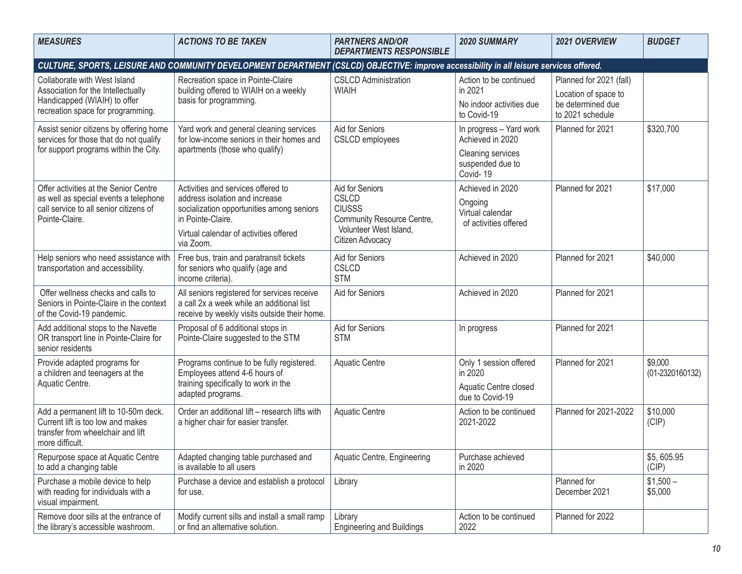| *MEASURES* | *ACTIONS TO BE TAKEN* | *PARTNERS AND/OR DEPARTMENTS RESPONSIBLE* | *2020 SUMMARY* | *2021 OVERVIEW* | *BUDGET* |
|---|---|---|---|---|---|
| ***CULTURE, SPORTS, LEISURE AND COMMUNITY DEVELOPMENT DEPARTMENT (CSLCD) OBJECTIVE: improve accessibility in all leisure services offered.*** | | | | | |
| Collaborate with West Island Association for the Intellectually Handicapped (WIAIH) to offer recreation space for programming. | Recreation space in Pointe-Claire building offered to WIAIH on a weekly basis for programming. | CSLCD Administration WIAIH | Action to be continued in 2021 No indoor activities due to Covid-19 | Planned for 2021 (fall) Location of space to be determined due to 2021 schedule | |
| Assist senior citizens by offering home services for those that do not qualify for support programs within the City. | Yard work and general cleaning services for low-income seniors in their homes and apartments (those who qualify) | Aid for Seniors CSLCD employees | In progress – Yard work Achieved in 2020 Cleaning services suspended due to Covid- 19 | Planned for 2021 | $320,700 |
| Offer activities at the Senior Centre as well as special events a telephone call service to all senior citizens of Pointe-Claire. | Activities and services offered to address isolation and increase socialization opportunities among seniors in Pointe-Claire. Virtual calendar of activities offered via Zoom. | Aid for Seniors CSLCD CIUSSS Community Resource Centre, Volunteer West Island, Citizen Advocacy | Achieved in 2020 Ongoing Virtual calendar of activities offered | Planned for 2021 | $17,000 |
| Help seniors who need assistance with transportation and accessibility. | Free bus, train and paratransit tickets for seniors who qualify (age and income criteria). | Aid for Seniors CSLCD STM | Achieved in 2020 | Planned for 2021 | $40,000 |
| Offer wellness checks and calls to Seniors in Pointe-Claire in the context of the Covid-19 pandemic. | All seniors registered for services receive a call 2x a week while an additional list receive by weekly visits outside their home. | Aid for Seniors | Achieved in 2020 | Planned for 2021 | |
| Add additional stops to the Navette OR transport line in Pointe-Claire for senior residents | Proposal of 6 additional stops in Pointe-Claire suggested to the STM | Aid for Seniors STM | In progress | Planned for 2021 | |
| Provide adapted programs for a children and teenagers at the Aquatic Centre. | Programs continue to be fully registered. Employees attend 4-6 hours of training specifically to work in the adapted programs. | Aquatic Centre | Only 1 session offered in 2020 Aquatic Centre closed due to Covid-19 | Planned for 2021 | $9,000 (01-2320160132) |
| Add a permanent lift to 10-50m deck. Current lift is too low and makes transfer from wheelchair and lift more difficult. | Order an additional lift – research lifts with a higher chair for easier transfer. | Aquatic Centre | Action to be continued 2021-2022 | Planned for 2021-2022 | $10,000 (CIP) |
| Repurpose space at Aquatic Centre to add a changing table | Adapted changing table purchased and is available to all users | Aquatic Centre, Engineering | Purchase achieved in 2020 | | $5, 605.95 (CIP) |
| Purchase a mobile device to help with reading for individuals with a visual impairment. | Purchase a device and establish a protocol for use. | Library | | Planned for December 2021 | $1,500 – $5,000 |
| Remove door sills at the entrance of the library's accessible washroom. | Modify current sills and install a small ramp or find an alternative solution. | Library Engineering and Buildings | Action to be continued 2022 | Planned for 2022 | |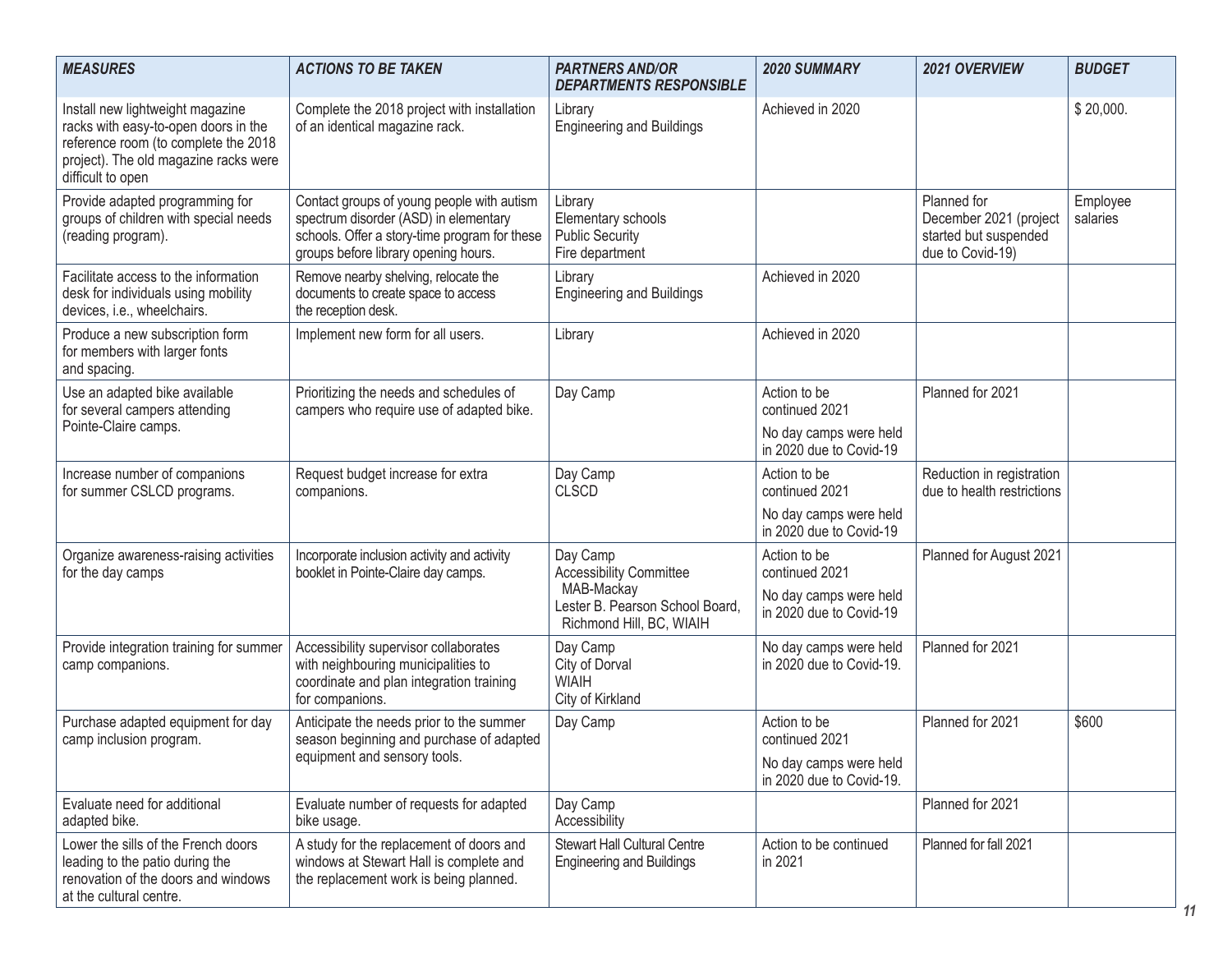| MEASURES | ACTIONS TO BE TAKEN | PARTNERS AND/OR DEPARTMENTS RESPONSIBLE | 2020 SUMMARY | 2021 OVERVIEW | BUDGET |
|---|---|---|---|---|---|
| Install new lightweight magazine racks with easy-to-open doors in the reference room (to complete the 2018 project). The old magazine racks were difficult to open | Complete the 2018 project with installation of an identical magazine rack. | Library<br>Engineering and Buildings | Achieved in 2020 | | $ 20,000. |
| Provide adapted programming for groups of children with special needs (reading program). | Contact groups of young people with autism spectrum disorder (ASD) in elementary schools. Offer a story-time program for these groups before library opening hours. | Library<br>Elementary schools<br>Public Security<br>Fire department | | Planned for December 2021 (project started but suspended due to Covid-19) | Employee salaries |
| Facilitate access to the information desk for individuals using mobility devices, i.e., wheelchairs. | Remove nearby shelving, relocate the documents to create space to access the reception desk. | Library<br>Engineering and Buildings | Achieved in 2020 | | |
| Produce a new subscription form for members with larger fonts and spacing. | Implement new form for all users. | Library | Achieved in 2020 | | |
| Use an adapted bike available for several campers attending Pointe-Claire camps. | Prioritizing the needs and schedules of campers who require use of adapted bike. | Day Camp | Action to be continued 2021<br>No day camps were held in 2020 due to Covid-19 | Planned for 2021 | |
| Increase number of companions for summer CSLCD programs. | Request budget increase for extra companions. | Day Camp<br>CLSCD | Action to be continued 2021<br>No day camps were held in 2020 due to Covid-19 | Reduction in registration due to health restrictions | |
| Organize awareness-raising activities for the day camps | Incorporate inclusion activity and activity booklet in Pointe-Claire day camps. | Day Camp<br>Accessibility Committee<br>MAB-Mackay<br>Lester B. Pearson School Board, Richmond Hill, BC, WIAIH | Action to be continued 2021<br>No day camps were held in 2020 due to Covid-19 | Planned for August 2021 | |
| Provide integration training for summer camp companions. | Accessibility supervisor collaborates with neighbouring municipalities to coordinate and plan integration training for companions. | Day Camp<br>City of Dorval<br>WIAIH<br>City of Kirkland | No day camps were held in 2020 due to Covid-19. | Planned for 2021 | |
| Purchase adapted equipment for day camp inclusion program. | Anticipate the needs prior to the summer season beginning and purchase of adapted equipment and sensory tools. | Day Camp | Action to be continued 2021<br>No day camps were held in 2020 due to Covid-19. | Planned for 2021 | $600 |
| Evaluate need for additional adapted bike. | Evaluate number of requests for adapted bike usage. | Day Camp<br>Accessibility | | Planned for 2021 | |
| Lower the sills of the French doors leading to the patio during the renovation of the doors and windows at the cultural centre. | A study for the replacement of doors and windows at Stewart Hall is complete and the replacement work is being planned. | Stewart Hall Cultural Centre<br>Engineering and Buildings | Action to be continued in 2021 | Planned for fall 2021 | |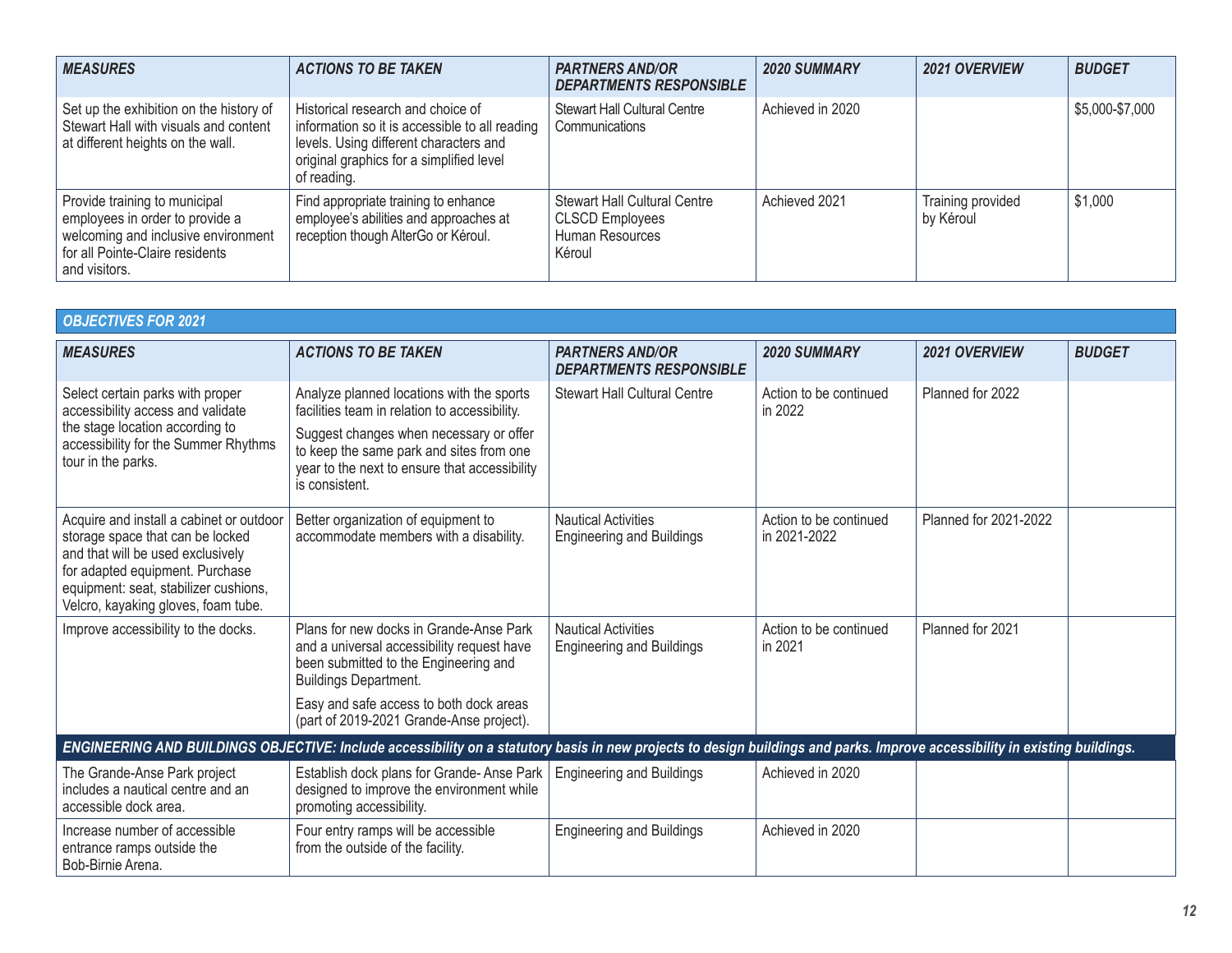| *MEASURES* | *ACTIONS TO BE TAKEN* | *PARTNERS AND/OR DEPARTMENTS RESPONSIBLE* | *2020 SUMMARY* | *2021 OVERVIEW* | *BUDGET* |
|---|---|---|---|---|---|
| Set up the exhibition on the history of Stewart Hall with visuals and content at different heights on the wall. | Historical research and choice of information so it is accessible to all reading levels. Using different characters and original graphics for a simplified level of reading. | Stewart Hall Cultural Centre<br>Communications | Achieved in 2020 | | $5,000-$7,000 |
| Provide training to municipal employees in order to provide a welcoming and inclusive environment for all Pointe-Claire residents and visitors. | Find appropriate training to enhance employee's abilities and approaches at reception though AlterGo or Kéroul. | Stewart Hall Cultural Centre<br>CLSCD Employees<br>Human Resources<br>Kéroul | Achieved 2021 | Training provided by Kéroul | $1,000 |

***OBJECTIVES FOR 2021***

| *MEASURES* | *ACTIONS TO BE TAKEN* | *PARTNERS AND/OR DEPARTMENTS RESPONSIBLE* | *2020 SUMMARY* | *2021 OVERVIEW* | *BUDGET* |
|---|---|---|---|---|---|
| Select certain parks with proper accessibility access and validate the stage location according to accessibility for the Summer Rhythms tour in the parks. | Analyze planned locations with the sports facilities team in relation to accessibility.<br>Suggest changes when necessary or offer to keep the same park and sites from one year to the next to ensure that accessibility is consistent. | Stewart Hall Cultural Centre | Action to be continued in 2022 | Planned for 2022 | |
| Acquire and install a cabinet or outdoor storage space that can be locked and that will be used exclusively for adapted equipment. Purchase equipment: seat, stabilizer cushions, Velcro, kayaking gloves, foam tube. | Better organization of equipment to accommodate members with a disability. | Nautical Activities<br>Engineering and Buildings | Action to be continued in 2021-2022 | Planned for 2021-2022 | |
| Improve accessibility to the docks. | Plans for new docks in Grande-Anse Park and a universal accessibility request have been submitted to the Engineering and Buildings Department.<br>Easy and safe access to both dock areas (part of 2019-2021 Grande-Anse project). | Nautical Activities<br>Engineering and Buildings | Action to be continued in 2021 | Planned for 2021 | |
| ***ENGINEERING AND BUILDINGS OBJECTIVE: Include accessibility on a statutory basis in new projects to design buildings and parks. Improve accessibility in existing buildings.*** | | | | | |
| The Grande-Anse Park project includes a nautical centre and an accessible dock area. | Establish dock plans for Grande- Anse Park designed to improve the environment while promoting accessibility. | Engineering and Buildings | Achieved in 2020 | | |
| Increase number of accessible entrance ramps outside the Bob-Birnie Arena. | Four entry ramps will be accessible from the outside of the facility. | Engineering and Buildings | Achieved in 2020 | | |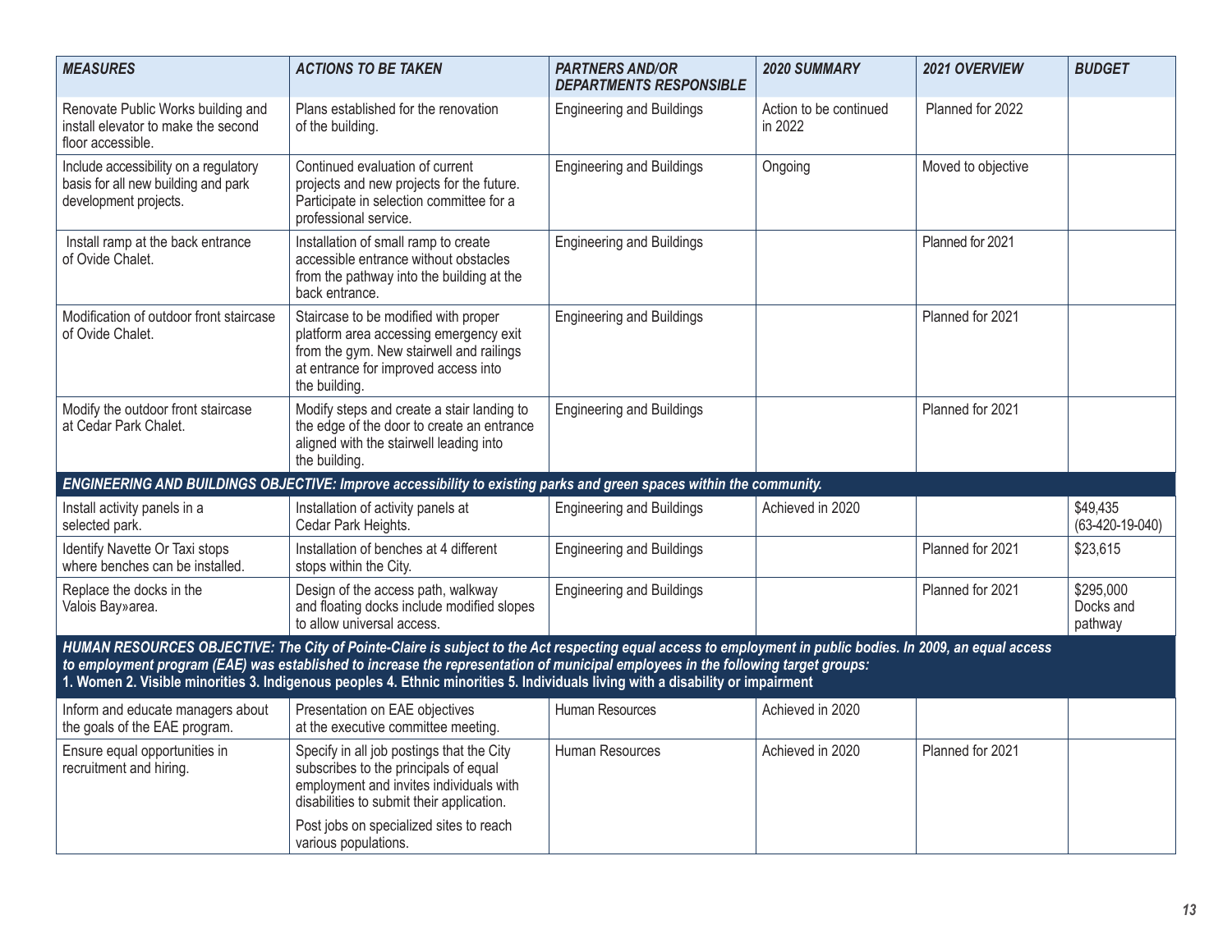| MEASURES | ACTIONS TO BE TAKEN | PARTNERS AND/OR DEPARTMENTS RESPONSIBLE | 2020 SUMMARY | 2021 OVERVIEW | BUDGET |
|---|---|---|---|---|---|
| Renovate Public Works building and install elevator to make the second floor accessible. | Plans established for the renovation of the building. | Engineering and Buildings | Action to be continued in 2022 | Planned for 2022 | |
| Include accessibility on a regulatory basis for all new building and park development projects. | Continued evaluation of current projects and new projects for the future. Participate in selection committee for a professional service. | Engineering and Buildings | Ongoing | Moved to objective | |
| Install ramp at the back entrance of Ovide Chalet. | Installation of small ramp to create accessible entrance without obstacles from the pathway into the building at the back entrance. | Engineering and Buildings | | Planned for 2021 | |
| Modification of outdoor front staircase of Ovide Chalet. | Staircase to be modified with proper platform area accessing emergency exit from the gym. New stairwell and railings at entrance for improved access into the building. | Engineering and Buildings | | Planned for 2021 | |
| Modify the outdoor front staircase at Cedar Park Chalet. | Modify steps and create a stair landing to the edge of the door to create an entrance aligned with the stairwell leading into the building. | Engineering and Buildings | | Planned for 2021 | |
| ***ENGINEERING AND BUILDINGS OBJECTIVE: Improve accessibility to existing parks and green spaces within the community.*** | | | | | |
| Install activity panels in a selected park. | Installation of activity panels at Cedar Park Heights. | Engineering and Buildings | Achieved in 2020 | | $49,435 (63-420-19-040) |
| Identify Navette Or Taxi stops where benches can be installed. | Installation of benches at 4 different stops within the City. | Engineering and Buildings | | Planned for 2021 | $23,615 |
| Replace the docks in the Valois Bay»area. | Design of the access path, walkway and floating docks include modified slopes to allow universal access. | Engineering and Buildings | | Planned for 2021 | $295,000 Docks and pathway |
| ***HUMAN RESOURCES OBJECTIVE: The City of Pointe-Claire is subject to the Act respecting equal access to employment in public bodies. In 2009, an equal access to employment program (EAE) was established to increase the representation of municipal employees in the following target groups: 1. Women 2. Visible minorities 3. Indigenous peoples 4. Ethnic minorities 5. Individuals living with a disability or impairment*** | | | | | |
| Inform and educate managers about the goals of the EAE program. | Presentation on EAE objectives at the executive committee meeting. | Human Resources | Achieved in 2020 | | |
| Ensure equal opportunities in recruitment and hiring. | Specify in all job postings that the City subscribes to the principals of equal employment and invites individuals with disabilities to submit their application.<br><br>Post jobs on specialized sites to reach various populations. | Human Resources | Achieved in 2020 | Planned for 2021 | |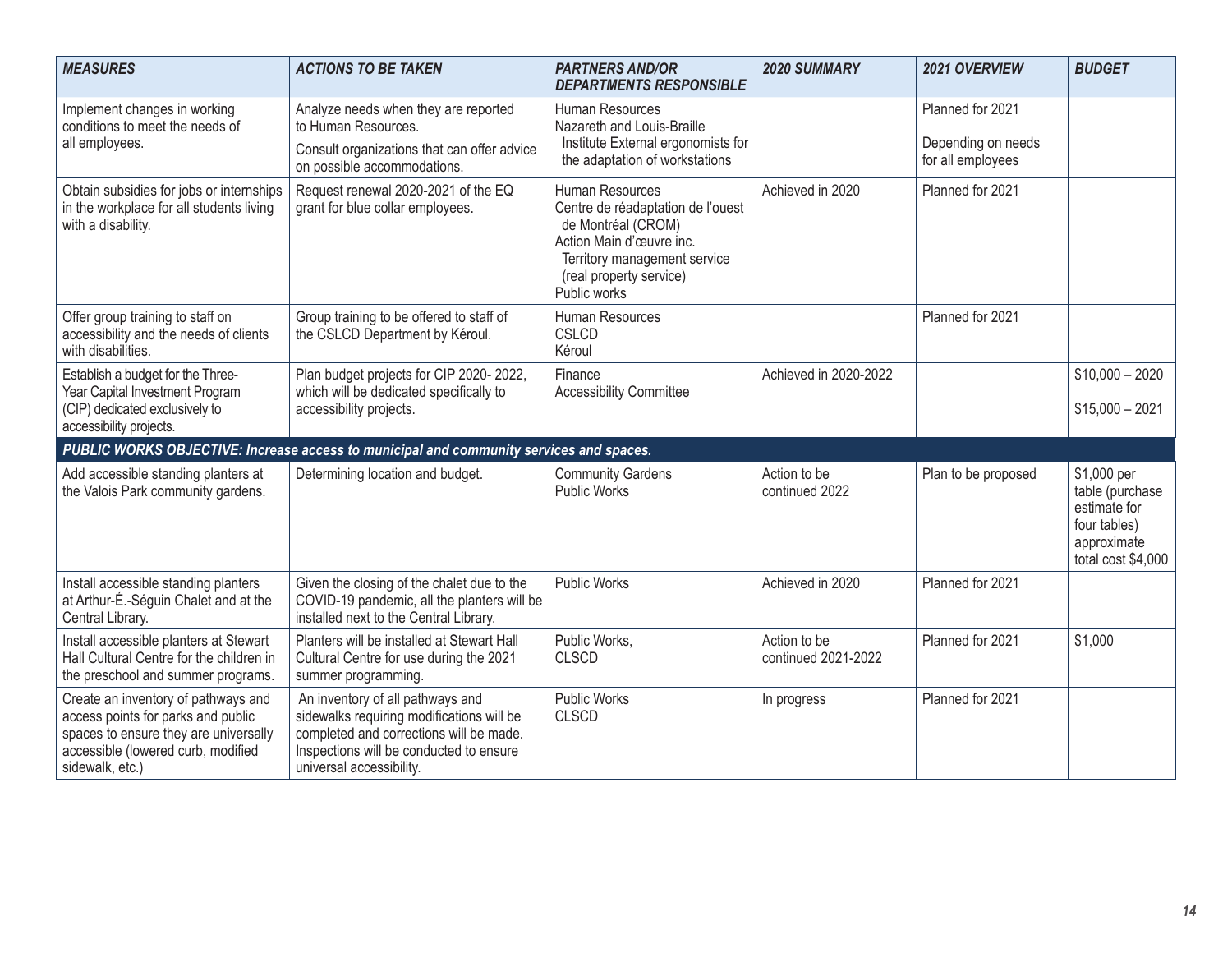| *MEASURES* | *ACTIONS TO BE TAKEN* | *PARTNERS AND/OR DEPARTMENTS RESPONSIBLE* | *2020 SUMMARY* | *2021 OVERVIEW* | *BUDGET* |
|---|---|---|---|---|---|
| Implement changes in working conditions to meet the needs of all employees. | Analyze needs when they are reported to Human Resources. Consult organizations that can offer advice on possible accommodations. | Human Resources Nazareth and Louis-Braille Institute External ergonomists for the adaptation of workstations | | Planned for 2021 Depending on needs for all employees | |
| Obtain subsidies for jobs or internships in the workplace for all students living with a disability. | Request renewal 2020-2021 of the EQ grant for blue collar employees. | Human Resources Centre de réadaptation de l'ouest de Montréal (CROM) Action Main d'œuvre inc. Territory management service (real property service) Public works | Achieved in 2020 | Planned for 2021 | |
| Offer group training to staff on accessibility and the needs of clients with disabilities. | Group training to be offered to staff of the CSLCD Department by Kéroul. | Human Resources CSLCD Kéroul | | Planned for 2021 | |
| Establish a budget for the Three-Year Capital Investment Program (CIP) dedicated exclusively to accessibility projects. | Plan budget projects for CIP 2020- 2022, which will be dedicated specifically to accessibility projects. | Finance Accessibility Committee | Achieved in 2020-2022 | | $10,000 – 2020 $15,000 – 2021 |
| ***PUBLIC WORKS OBJECTIVE: Increase access to municipal and community services and spaces.*** | | | | | |
| Add accessible standing planters at the Valois Park community gardens. | Determining location and budget. | Community Gardens Public Works | Action to be continued 2022 | Plan to be proposed | $1,000 per table (purchase estimate for four tables) approximate total cost $4,000 |
| Install accessible standing planters at Arthur-É.-Séguin Chalet and at the Central Library. | Given the closing of the chalet due to the COVID-19 pandemic, all the planters will be installed next to the Central Library. | Public Works | Achieved in 2020 | Planned for 2021 | |
| Install accessible planters at Stewart Hall Cultural Centre for the children in the preschool and summer programs. | Planters will be installed at Stewart Hall Cultural Centre for use during the 2021 summer programming. | Public Works, CLSCD | Action to be continued 2021-2022 | Planned for 2021 | $1,000 |
| Create an inventory of pathways and access points for parks and public spaces to ensure they are universally accessible (lowered curb, modified sidewalk, etc.) | An inventory of all pathways and sidewalks requiring modifications will be completed and corrections will be made. Inspections will be conducted to ensure universal accessibility. | Public Works CLSCD | In progress | Planned for 2021 | |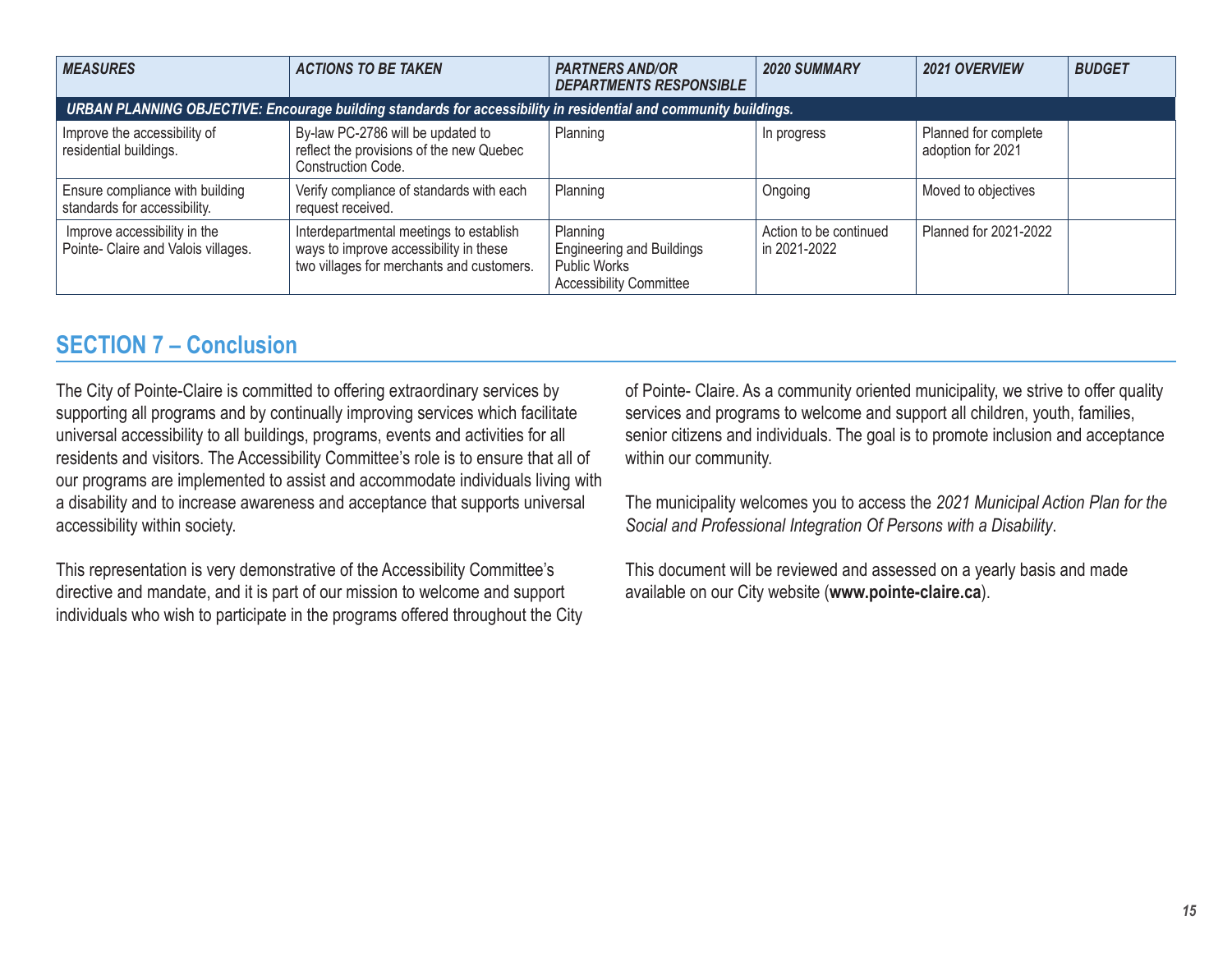| *MEASURES* | *ACTIONS TO BE TAKEN* | *PARTNERS AND/OR DEPARTMENTS RESPONSIBLE* | *2020 SUMMARY* | *2021 OVERVIEW* | *BUDGET* |
|---|---|---|---|---|---|
| ***URBAN PLANNING OBJECTIVE: Encourage building standards for accessibility in residential and community buildings.*** | | | | | |
| Improve the accessibility of residential buildings. | By-law PC-2786 will be updated to reflect the provisions of the new Quebec Construction Code. | Planning | In progress | Planned for complete adoption for 2021 | |
| Ensure compliance with building standards for accessibility. | Verify compliance of standards with each request received. | Planning | Ongoing | Moved to objectives | |
| Improve accessibility in the Pointe- Claire and Valois villages. | Interdepartmental meetings to establish ways to improve accessibility in these two villages for merchants and customers. | Planning<br>Engineering and Buildings<br>Public Works<br>Accessibility Committee | Action to be continued in 2021-2022 | Planned for 2021-2022 | |

## SECTION 7 – Conclusion

The City of Pointe-Claire is committed to offering extraordinary services by supporting all programs and by continually improving services which facilitate universal accessibility to all buildings, programs, events and activities for all residents and visitors. The Accessibility Committee's role is to ensure that all of our programs are implemented to assist and accommodate individuals living with a disability and to increase awareness and acceptance that supports universal accessibility within society.

This representation is very demonstrative of the Accessibility Committee's directive and mandate, and it is part of our mission to welcome and support individuals who wish to participate in the programs offered throughout the City of Pointe- Claire. As a community oriented municipality, we strive to offer quality services and programs to welcome and support all children, youth, families, senior citizens and individuals. The goal is to promote inclusion and acceptance within our community.

The municipality welcomes you to access the *2021 Municipal Action Plan for the Social and Professional Integration Of Persons with a Disability*.

This document will be reviewed and assessed on a yearly basis and made available on our City website (**www.pointe-claire.ca**).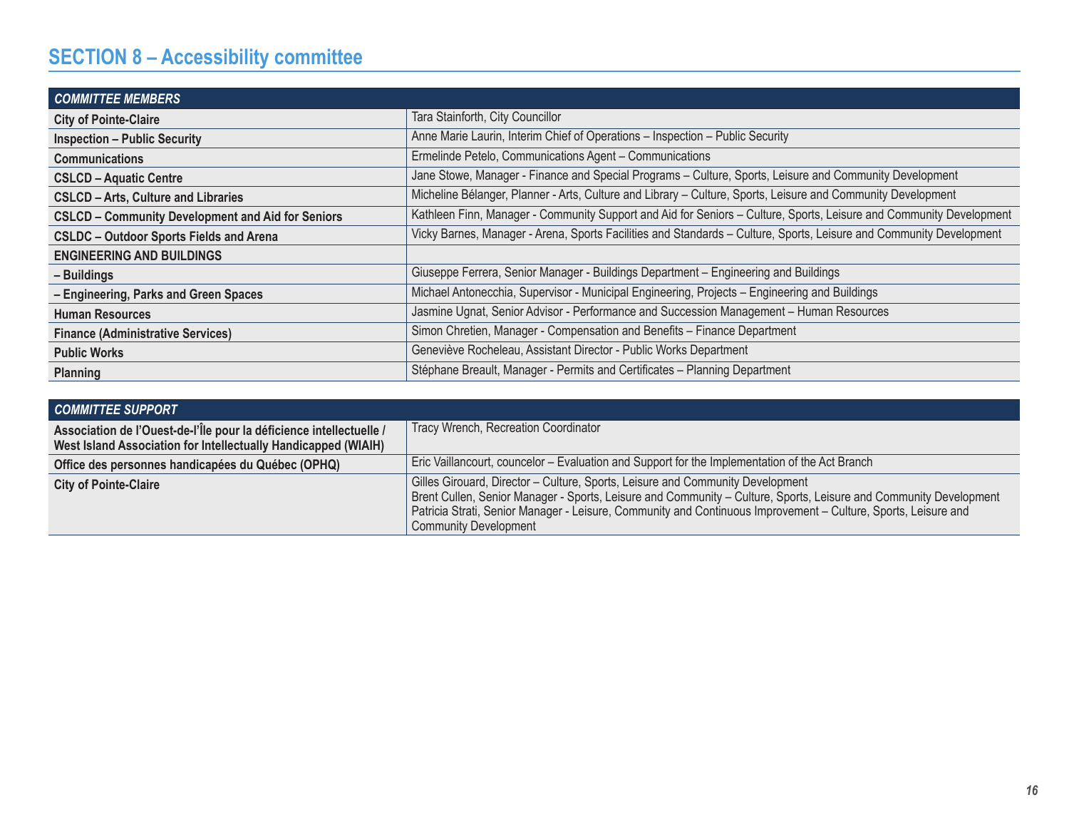# SECTION 8 – Accessibility committee

| *COMMITTEE MEMBERS* | |
|---|---|
| **City of Pointe-Claire** | Tara Stainforth, City Councillor |
| **Inspection – Public Security** | Anne Marie Laurin, Interim Chief of Operations – Inspection – Public Security |
| **Communications** | Ermelinde Petelo, Communications Agent – Communications |
| **CSLCD – Aquatic Centre** | Jane Stowe, Manager - Finance and Special Programs – Culture, Sports, Leisure and Community Development |
| **CSLCD – Arts, Culture and Libraries** | Micheline Bélanger, Planner - Arts, Culture and Library – Culture, Sports, Leisure and Community Development |
| **CSLCD – Community Development and Aid for Seniors** | Kathleen Finn, Manager - Community Support and Aid for Seniors – Culture, Sports, Leisure and Community Development |
| **CSLDC – Outdoor Sports Fields and Arena** | Vicky Barnes, Manager - Arena, Sports Facilities and Standards – Culture, Sports, Leisure and Community Development |
| **ENGINEERING AND BUILDINGS** | |
| **– Buildings** | Giuseppe Ferrera, Senior Manager - Buildings Department – Engineering and Buildings |
| **– Engineering, Parks and Green Spaces** | Michael Antonecchia, Supervisor - Municipal Engineering, Projects – Engineering and Buildings |
| **Human Resources** | Jasmine Ugnat, Senior Advisor - Performance and Succession Management – Human Resources |
| **Finance (Administrative Services)** | Simon Chretien, Manager - Compensation and Benefits – Finance Department |
| **Public Works** | Geneviève Rocheleau, Assistant Director - Public Works Department |
| **Planning** | Stéphane Breault, Manager - Permits and Certificates – Planning Department |

| *COMMITTEE SUPPORT* | |
|---|---|
| **Association de l'Ouest-de-l'Île pour la déficience intellectuelle / West Island Association for Intellectually Handicapped (WIAIH)** | Tracy Wrench, Recreation Coordinator |
| **Office des personnes handicapées du Québec (OPHQ)** | Eric Vaillancourt, councelor – Evaluation and Support for the Implementation of the Act Branch |
| **City of Pointe-Claire** | Gilles Girouard, Director – Culture, Sports, Leisure and Community Development<br>Brent Cullen, Senior Manager - Sports, Leisure and Community – Culture, Sports, Leisure and Community Development<br>Patricia Strati, Senior Manager - Leisure, Community and Continuous Improvement – Culture, Sports, Leisure and Community Development |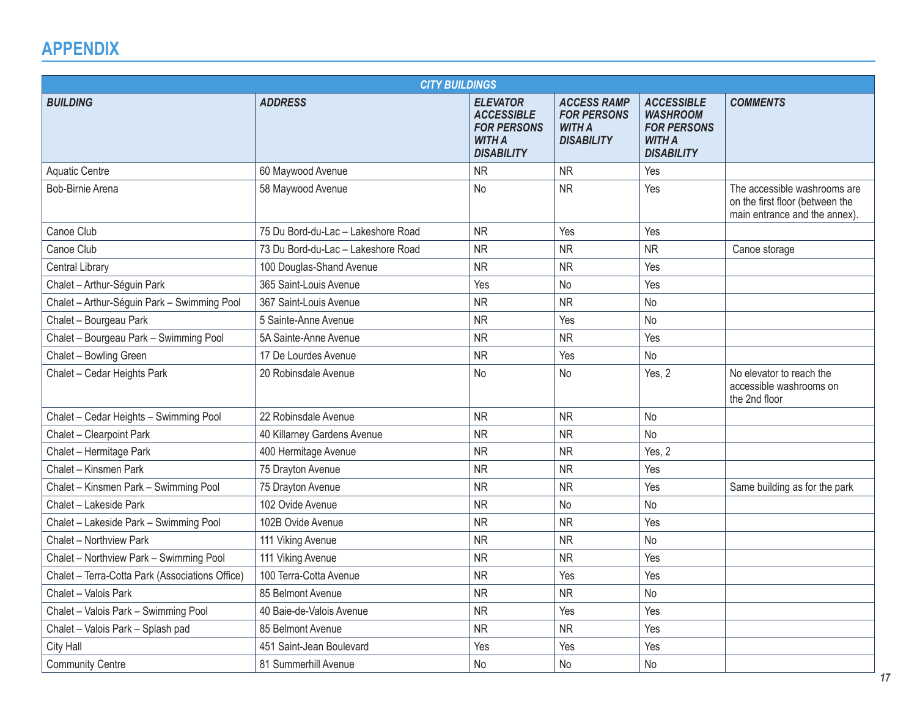# APPENDIX

| CITY BUILDINGS | | | | | |
|---|---|---|---|---|---|
| ***BUILDING*** | ***ADDRESS*** | ***ELEVATOR ACCESSIBLE FOR PERSONS WITH A DISABILITY*** | ***ACCESS RAMP FOR PERSONS WITH A DISABILITY*** | ***ACCESSIBLE WASHROOM FOR PERSONS WITH A DISABILITY*** | ***COMMENTS*** |
| Aquatic Centre | 60 Maywood Avenue | NR | NR | Yes | |
| Bob-Birnie Arena | 58 Maywood Avenue | No | NR | Yes | The accessible washrooms are on the first floor (between the main entrance and the annex). |
| Canoe Club | 75 Du Bord-du-Lac – Lakeshore Road | NR | Yes | Yes | |
| Canoe Club | 73 Du Bord-du-Lac – Lakeshore Road | NR | NR | NR | Canoe storage |
| Central Library | 100 Douglas-Shand Avenue | NR | NR | Yes | |
| Chalet – Arthur-Séguin Park | 365 Saint-Louis Avenue | Yes | No | Yes | |
| Chalet – Arthur-Séguin Park – Swimming Pool | 367 Saint-Louis Avenue | NR | NR | No | |
| Chalet – Bourgeau Park | 5 Sainte-Anne Avenue | NR | Yes | No | |
| Chalet – Bourgeau Park – Swimming Pool | 5A Sainte-Anne Avenue | NR | NR | Yes | |
| Chalet – Bowling Green | 17 De Lourdes Avenue | NR | Yes | No | |
| Chalet – Cedar Heights Park | 20 Robinsdale Avenue | No | No | Yes, 2 | No elevator to reach the accessible washrooms on the 2nd floor |
| Chalet – Cedar Heights – Swimming Pool | 22 Robinsdale Avenue | NR | NR | No | |
| Chalet – Clearpoint Park | 40 Killarney Gardens Avenue | NR | NR | No | |
| Chalet – Hermitage Park | 400 Hermitage Avenue | NR | NR | Yes, 2 | |
| Chalet – Kinsmen Park | 75 Drayton Avenue | NR | NR | Yes | |
| Chalet – Kinsmen Park – Swimming Pool | 75 Drayton Avenue | NR | NR | Yes | Same building as for the park |
| Chalet – Lakeside Park | 102 Ovide Avenue | NR | No | No | |
| Chalet – Lakeside Park – Swimming Pool | 102B Ovide Avenue | NR | NR | Yes | |
| Chalet – Northview Park | 111 Viking Avenue | NR | NR | No | |
| Chalet – Northview Park – Swimming Pool | 111 Viking Avenue | NR | NR | Yes | |
| Chalet – Terra-Cotta Park (Associations Office) | 100 Terra-Cotta Avenue | NR | Yes | Yes | |
| Chalet – Valois Park | 85 Belmont Avenue | NR | NR | No | |
| Chalet – Valois Park – Swimming Pool | 40 Baie-de-Valois Avenue | NR | Yes | Yes | |
| Chalet – Valois Park – Splash pad | 85 Belmont Avenue | NR | NR | Yes | |
| City Hall | 451 Saint-Jean Boulevard | Yes | Yes | Yes | |
| Community Centre | 81 Summerhill Avenue | No | No | No | |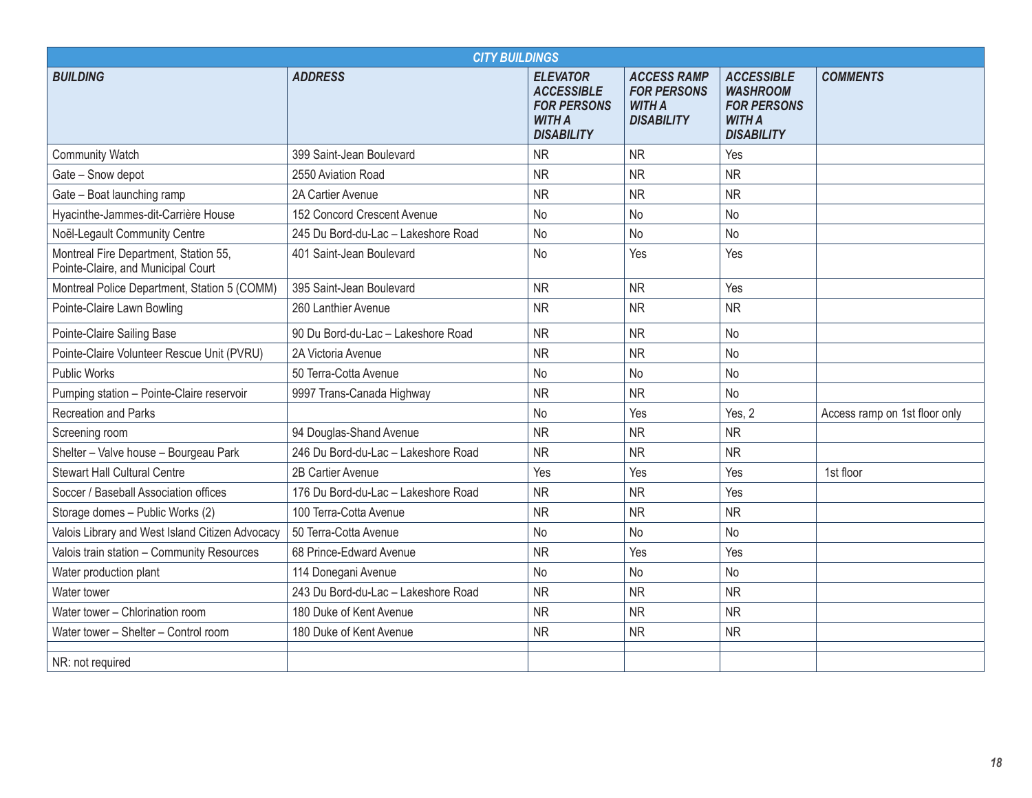| CITY BUILDINGS | | | | | |
|---|---|---|---|---|---|
| ***BUILDING*** | ***ADDRESS*** | ***ELEVATOR ACCESSIBLE FOR PERSONS WITH A DISABILITY*** | ***ACCESS RAMP FOR PERSONS WITH A DISABILITY*** | ***ACCESSIBLE WASHROOM FOR PERSONS WITH A DISABILITY*** | ***COMMENTS*** |
| Community Watch | 399 Saint-Jean Boulevard | NR | NR | Yes | |
| Gate – Snow depot | 2550 Aviation Road | NR | NR | NR | |
| Gate – Boat launching ramp | 2A Cartier Avenue | NR | NR | NR | |
| Hyacinthe-Jammes-dit-Carrière House | 152 Concord Crescent Avenue | No | No | No | |
| Noël-Legault Community Centre | 245 Du Bord-du-Lac – Lakeshore Road | No | No | No | |
| Montreal Fire Department, Station 55, Pointe-Claire, and Municipal Court | 401 Saint-Jean Boulevard | No | Yes | Yes | |
| Montreal Police Department, Station 5 (COMM) | 395 Saint-Jean Boulevard | NR | NR | Yes | |
| Pointe-Claire Lawn Bowling | 260 Lanthier Avenue | NR | NR | NR | |
| Pointe-Claire Sailing Base | 90 Du Bord-du-Lac – Lakeshore Road | NR | NR | No | |
| Pointe-Claire Volunteer Rescue Unit (PVRU) | 2A Victoria Avenue | NR | NR | No | |
| Public Works | 50 Terra-Cotta Avenue | No | No | No | |
| Pumping station – Pointe-Claire reservoir | 9997 Trans-Canada Highway | NR | NR | No | |
| Recreation and Parks | | No | Yes | Yes, 2 | Access ramp on 1st floor only |
| Screening room | 94 Douglas-Shand Avenue | NR | NR | NR | |
| Shelter – Valve house – Bourgeau Park | 246 Du Bord-du-Lac – Lakeshore Road | NR | NR | NR | |
| Stewart Hall Cultural Centre | 2B Cartier Avenue | Yes | Yes | Yes | 1st floor |
| Soccer / Baseball Association offices | 176 Du Bord-du-Lac – Lakeshore Road | NR | NR | Yes | |
| Storage domes – Public Works (2) | 100 Terra-Cotta Avenue | NR | NR | NR | |
| Valois Library and West Island Citizen Advocacy | 50 Terra-Cotta Avenue | No | No | No | |
| Valois train station – Community Resources | 68 Prince-Edward Avenue | NR | Yes | Yes | |
| Water production plant | 114 Donegani Avenue | No | No | No | |
| Water tower | 243 Du Bord-du-Lac – Lakeshore Road | NR | NR | NR | |
| Water tower – Chlorination room | 180 Duke of Kent Avenue | NR | NR | NR | |
| Water tower – Shelter – Control room | 180 Duke of Kent Avenue | NR | NR | NR | |
| | | | | | |
| NR: not required | | | | | |